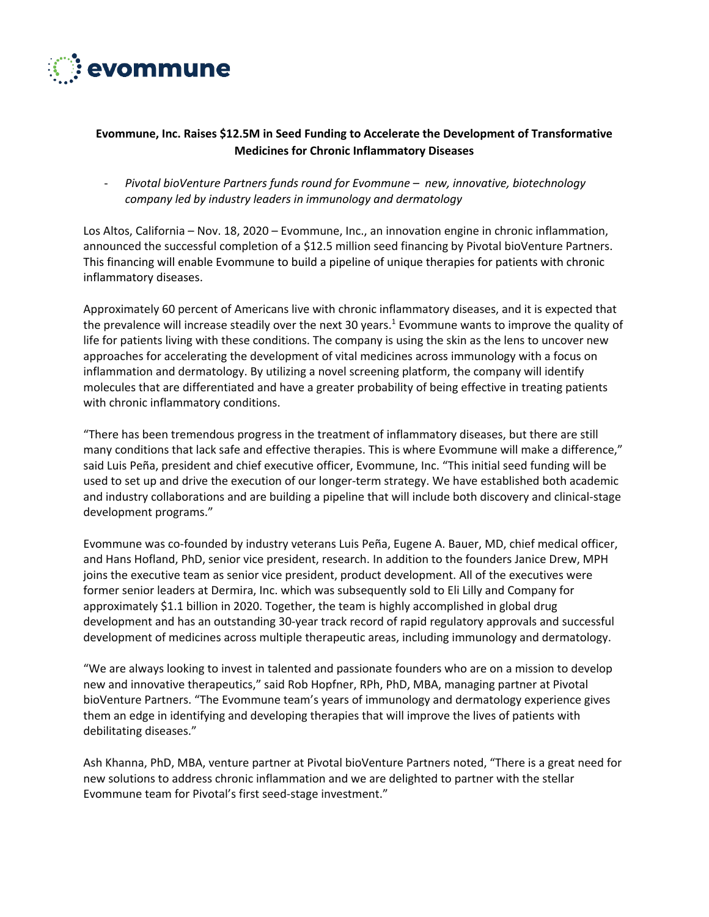evommune

**Evommune, Inc. Raises $12.5M in Seed Funding to Accelerate the Development of Transformative Medicines for Chronic Inflammatory Diseases**

- *Pivotal bioVenture Partners funds round for Evommune – new, innovative, biotechnology company led by industry leaders in immunology and dermatology*

Los Altos, California – Nov. 18, 2020 – Evommune, Inc., an innovation engine in chronic inflammation, announced the successful completion of a $12.5 million seed financing by Pivotal bioVenture Partners. This financing will enable Evommune to build a pipeline of unique therapies for patients with chronic inflammatory diseases.

Approximately 60 percent of Americans live with chronic inflammatory diseases, and it is expected that the prevalence will increase steadily over the next 30 years.[1] Evommune wants to improve the quality of life for patients living with these conditions. The company is using the skin as the lens to uncover new approaches for accelerating the development of vital medicines across immunology with a focus on inflammation and dermatology. By utilizing a novel screening platform, the company will identify molecules that are differentiated and have a greater probability of being effective in treating patients with chronic inflammatory conditions.

"There has been tremendous progress in the treatment of inflammatory diseases, but there are still many conditions that lack safe and effective therapies. This is where Evommune will make a difference," said Luis Peña, president and chief executive officer, Evommune, Inc. "This initial seed funding will be used to set up and drive the execution of our longer-term strategy. We have established both academic and industry collaborations and are building a pipeline that will include both discovery and clinical-stage development programs."

Evommune was co-founded by industry veterans Luis Peña, Eugene A. Bauer, MD, chief medical officer, and Hans Hofland, PhD, senior vice president, research. In addition to the founders Janice Drew, MPH joins the executive team as senior vice president, product development. All of the executives were former senior leaders at Dermira, Inc. which was subsequently sold to Eli Lilly and Company for approximately $1.1 billion in 2020. Together, the team is highly accomplished in global drug development and has an outstanding 30-year track record of rapid regulatory approvals and successful development of medicines across multiple therapeutic areas, including immunology and dermatology.

"We are always looking to invest in talented and passionate founders who are on a mission to develop new and innovative therapeutics," said Rob Hopfner, RPh, PhD, MBA, managing partner at Pivotal bioVenture Partners. "The Evommune team's years of immunology and dermatology experience gives them an edge in identifying and developing therapies that will improve the lives of patients with debilitating diseases."

Ash Khanna, PhD, MBA, venture partner at Pivotal bioVenture Partners noted, "There is a great need for new solutions to address chronic inflammation and we are delighted to partner with the stellar Evommune team for Pivotal's first seed-stage investment."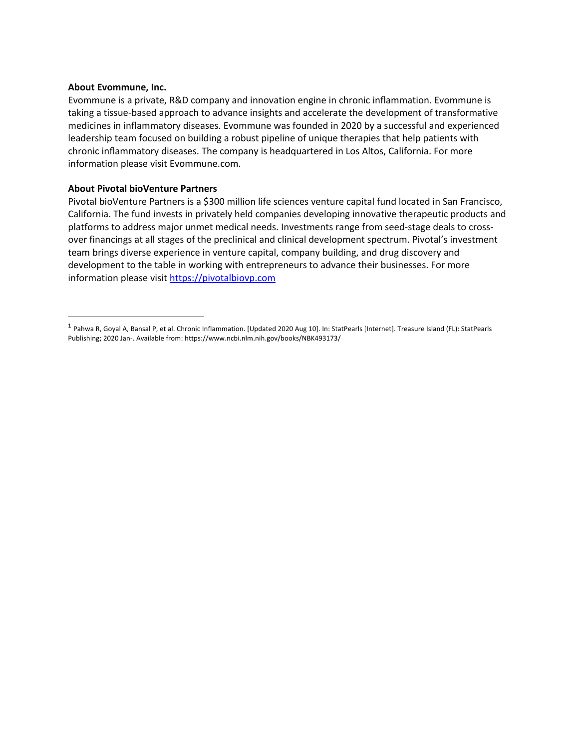**About Evommune, Inc.**
Evommune is a private, R&D company and innovation engine in chronic inflammation. Evommune is taking a tissue-based approach to advance insights and accelerate the development of transformative medicines in inflammatory diseases. Evommune was founded in 2020 by a successful and experienced leadership team focused on building a robust pipeline of unique therapies that help patients with chronic inflammatory diseases. The company is headquartered in Los Altos, California. For more information please visit Evommune.com.

**About Pivotal bioVenture Partners**
Pivotal bioVenture Partners is a $300 million life sciences venture capital fund located in San Francisco, California. The fund invests in privately held companies developing innovative therapeutic products and platforms to address major unmet medical needs. Investments range from seed-stage deals to cross-over financings at all stages of the preclinical and clinical development spectrum. Pivotal's investment team brings diverse experience in venture capital, company building, and drug discovery and development to the table in working with entrepreneurs to advance their businesses. For more information please visit https://pivotalbiovp.com

---

[1] Pahwa R, Goyal A, Bansal P, et al. Chronic Inflammation. [Updated 2020 Aug 10]. In: StatPearls [Internet]. Treasure Island (FL): StatPearls Publishing; 2020 Jan-. Available from: https://www.ncbi.nlm.nih.gov/books/NBK493173/